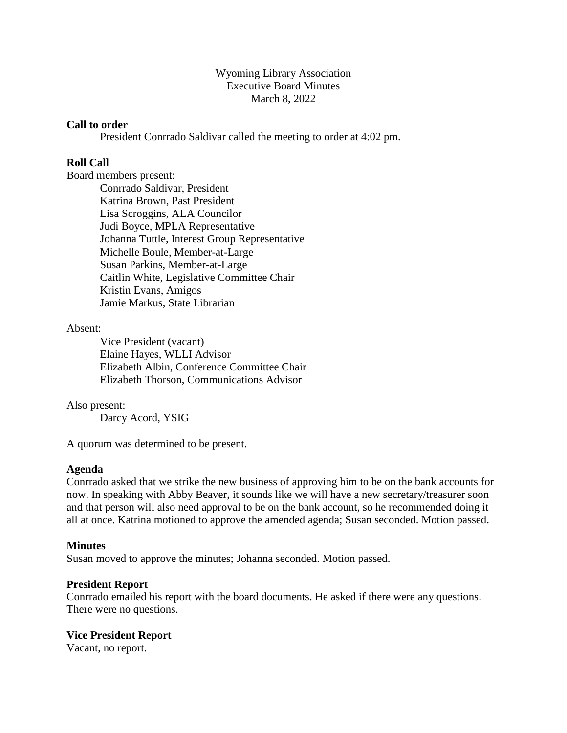Wyoming Library Association
Executive Board Minutes
March 8, 2022

**Call to order**

President Conrrado Saldivar called the meeting to order at 4:02 pm.

**Roll Call**

Board members present:

Conrrado Saldivar, President
Katrina Brown, Past President
Lisa Scroggins, ALA Councilor
Judi Boyce, MPLA Representative
Johanna Tuttle, Interest Group Representative
Michelle Boule, Member-at-Large
Susan Parkins, Member-at-Large
Caitlin White, Legislative Committee Chair
Kristin Evans, Amigos
Jamie Markus, State Librarian

Absent:

Vice President (vacant)
Elaine Hayes, WLLI Advisor
Elizabeth Albin, Conference Committee Chair
Elizabeth Thorson, Communications Advisor

Also present:

Darcy Acord, YSIG

A quorum was determined to be present.

**Agenda**

Conrrado asked that we strike the new business of approving him to be on the bank accounts for now. In speaking with Abby Beaver, it sounds like we will have a new secretary/treasurer soon and that person will also need approval to be on the bank account, so he recommended doing it all at once. Katrina motioned to approve the amended agenda; Susan seconded. Motion passed.

**Minutes**

Susan moved to approve the minutes; Johanna seconded. Motion passed.

**President Report**

Conrrado emailed his report with the board documents. He asked if there were any questions. There were no questions.

**Vice President Report**

Vacant, no report.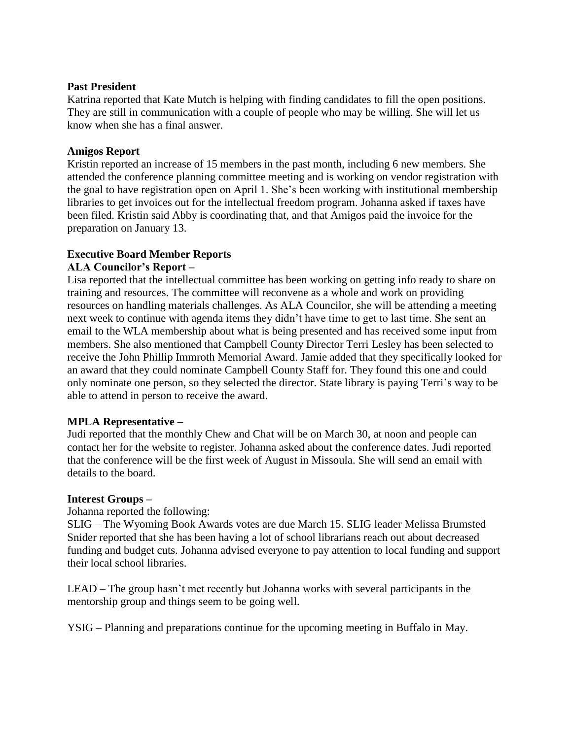**Past President**

Katrina reported that Kate Mutch is helping with finding candidates to fill the open positions. They are still in communication with a couple of people who may be willing. She will let us know when she has a final answer.

**Amigos Report**

Kristin reported an increase of 15 members in the past month, including 6 new members. She attended the conference planning committee meeting and is working on vendor registration with the goal to have registration open on April 1. She's been working with institutional membership libraries to get invoices out for the intellectual freedom program. Johanna asked if taxes have been filed. Kristin said Abby is coordinating that, and that Amigos paid the invoice for the preparation on January 13.

**Executive Board Member Reports**

**ALA Councilor's Report –**

Lisa reported that the intellectual committee has been working on getting info ready to share on training and resources. The committee will reconvene as a whole and work on providing resources on handling materials challenges. As ALA Councilor, she will be attending a meeting next week to continue with agenda items they didn't have time to get to last time. She sent an email to the WLA membership about what is being presented and has received some input from members. She also mentioned that Campbell County Director Terri Lesley has been selected to receive the John Phillip Immroth Memorial Award. Jamie added that they specifically looked for an award that they could nominate Campbell County Staff for. They found this one and could only nominate one person, so they selected the director. State library is paying Terri's way to be able to attend in person to receive the award.

**MPLA Representative –**

Judi reported that the monthly Chew and Chat will be on March 30, at noon and people can contact her for the website to register. Johanna asked about the conference dates. Judi reported that the conference will be the first week of August in Missoula. She will send an email with details to the board.

**Interest Groups –**

Johanna reported the following:

SLIG – The Wyoming Book Awards votes are due March 15. SLIG leader Melissa Brumsted Snider reported that she has been having a lot of school librarians reach out about decreased funding and budget cuts. Johanna advised everyone to pay attention to local funding and support their local school libraries.

LEAD – The group hasn't met recently but Johanna works with several participants in the mentorship group and things seem to be going well.

YSIG – Planning and preparations continue for the upcoming meeting in Buffalo in May.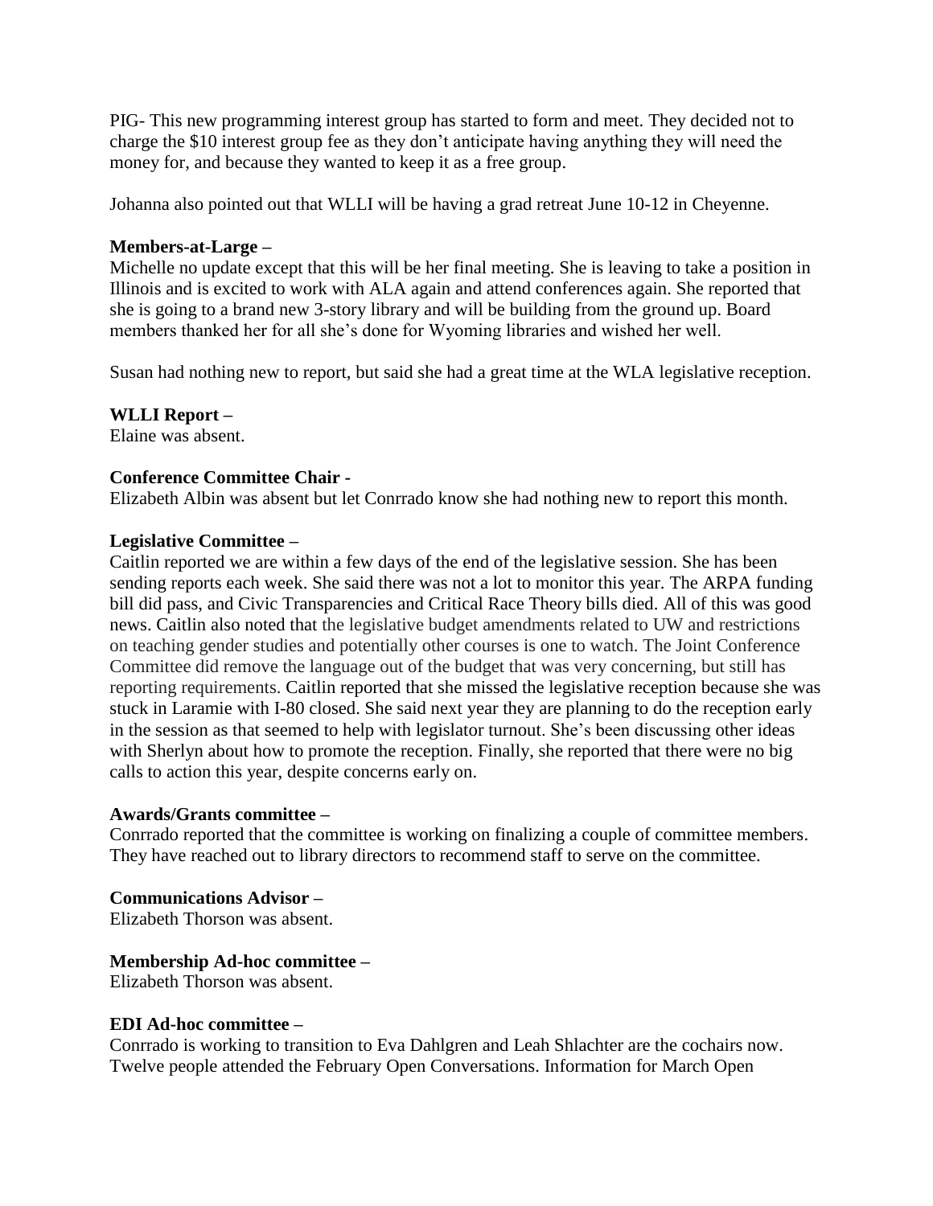PIG- This new programming interest group has started to form and meet. They decided not to charge the $10 interest group fee as they don't anticipate having anything they will need the money for, and because they wanted to keep it as a free group.

Johanna also pointed out that WLLI will be having a grad retreat June 10-12 in Cheyenne.

**Members-at-Large –**

Michelle no update except that this will be her final meeting. She is leaving to take a position in Illinois and is excited to work with ALA again and attend conferences again. She reported that she is going to a brand new 3-story library and will be building from the ground up. Board members thanked her for all she's done for Wyoming libraries and wished her well.

Susan had nothing new to report, but said she had a great time at the WLA legislative reception.

**WLLI Report –**

Elaine was absent.

**Conference Committee Chair -**

Elizabeth Albin was absent but let Conrrado know she had nothing new to report this month.

**Legislative Committee –**

Caitlin reported we are within a few days of the end of the legislative session. She has been sending reports each week. She said there was not a lot to monitor this year. The ARPA funding bill did pass, and Civic Transparencies and Critical Race Theory bills died. All of this was good news. Caitlin also noted that the legislative budget amendments related to UW and restrictions on teaching gender studies and potentially other courses is one to watch. The Joint Conference Committee did remove the language out of the budget that was very concerning, but still has reporting requirements. Caitlin reported that she missed the legislative reception because she was stuck in Laramie with I-80 closed. She said next year they are planning to do the reception early in the session as that seemed to help with legislator turnout. She's been discussing other ideas with Sherlyn about how to promote the reception. Finally, she reported that there were no big calls to action this year, despite concerns early on.

**Awards/Grants committee –**

Conrrado reported that the committee is working on finalizing a couple of committee members. They have reached out to library directors to recommend staff to serve on the committee.

**Communications Advisor –**

Elizabeth Thorson was absent.

**Membership Ad-hoc committee –**

Elizabeth Thorson was absent.

**EDI Ad-hoc committee –**

Conrrado is working to transition to Eva Dahlgren and Leah Shlachter are the cochairs now. Twelve people attended the February Open Conversations. Information for March Open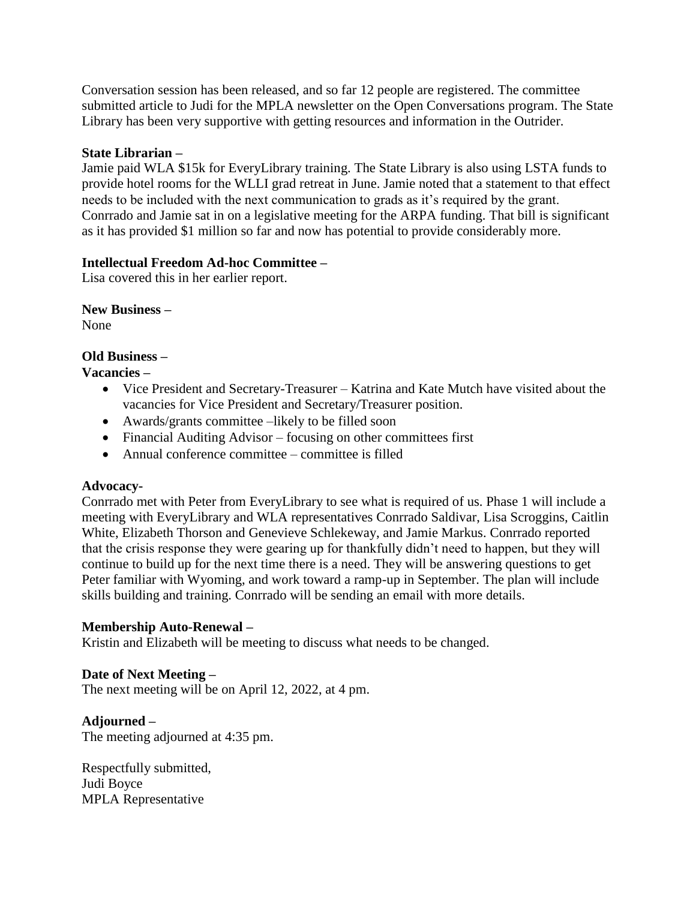Conversation session has been released, and so far 12 people are registered. The committee submitted article to Judi for the MPLA newsletter on the Open Conversations program. The State Library has been very supportive with getting resources and information in the Outrider.

**State Librarian –**
Jamie paid WLA $15k for EveryLibrary training. The State Library is also using LSTA funds to provide hotel rooms for the WLLI grad retreat in June. Jamie noted that a statement to that effect needs to be included with the next communication to grads as it's required by the grant. Conrrado and Jamie sat in on a legislative meeting for the ARPA funding. That bill is significant as it has provided $1 million so far and now has potential to provide considerably more.

**Intellectual Freedom Ad-hoc Committee –**
Lisa covered this in her earlier report.

**New Business –**
None

**Old Business –**
**Vacancies –**

- Vice President and Secretary-Treasurer – Katrina and Kate Mutch have visited about the vacancies for Vice President and Secretary/Treasurer position.
- Awards/grants committee –likely to be filled soon
- Financial Auditing Advisor – focusing on other committees first
- Annual conference committee – committee is filled

**Advocacy-**
Conrrado met with Peter from EveryLibrary to see what is required of us. Phase 1 will include a meeting with EveryLibrary and WLA representatives Conrrado Saldivar, Lisa Scroggins, Caitlin White, Elizabeth Thorson and Genevieve Schlekeway, and Jamie Markus. Conrrado reported that the crisis response they were gearing up for thankfully didn't need to happen, but they will continue to build up for the next time there is a need. They will be answering questions to get Peter familiar with Wyoming, and work toward a ramp-up in September. The plan will include skills building and training. Conrrado will be sending an email with more details.

**Membership Auto-Renewal –**
Kristin and Elizabeth will be meeting to discuss what needs to be changed.

**Date of Next Meeting –**
The next meeting will be on April 12, 2022, at 4 pm.

**Adjourned –**
The meeting adjourned at 4:35 pm.

Respectfully submitted,
Judi Boyce
MPLA Representative